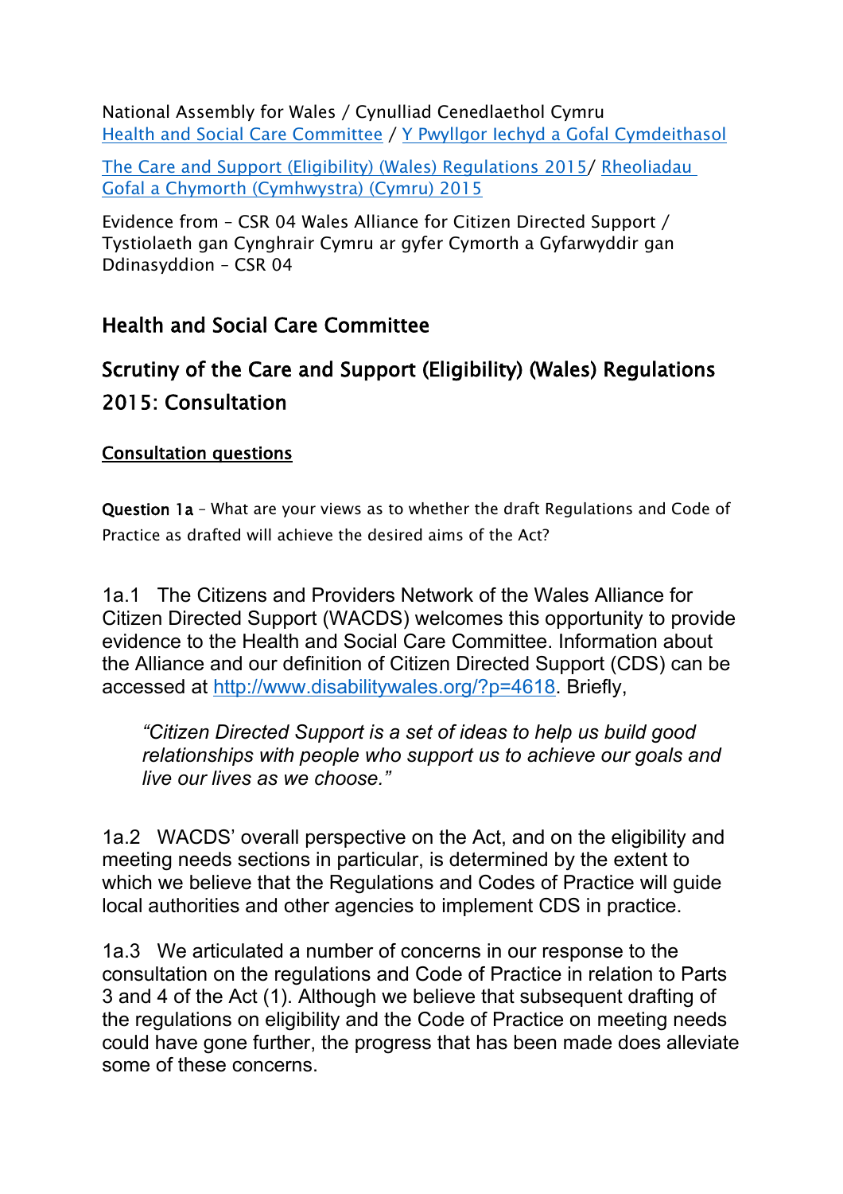National Assembly for Wales / Cynulliad Cenedlaethol Cymru
[Health and Social Care Committee](#) / [Y Pwyllgor Iechyd a Gofal Cymdeithasol](#)

[The Care and Support (Eligibility) (Wales) Regulations 2015](#)/ [Rheoliadau Gofal a Chymorth (Cymhwystra) (Cymru) 2015](#)

Evidence from – CSR 04 Wales Alliance for Citizen Directed Support / Tystiolaeth gan Cynghrair Cymru ar gyfer Cymorth a Gyfarwyddir gan Ddinasyddion – CSR 04

## Health and Social Care Committee

## Scrutiny of the Care and Support (Eligibility) (Wales) Regulations 2015: Consultation

**Consultation questions**

**Question 1a** – What are your views as to whether the draft Regulations and Code of Practice as drafted will achieve the desired aims of the Act?

1a.1 The Citizens and Providers Network of the Wales Alliance for Citizen Directed Support (WACDS) welcomes this opportunity to provide evidence to the Health and Social Care Committee. Information about the Alliance and our definition of Citizen Directed Support (CDS) can be accessed at http://www.disabilitywales.org/?p=4618. Briefly,

> *"Citizen Directed Support is a set of ideas to help us build good relationships with people who support us to achieve our goals and live our lives as we choose."*

1a.2 WACDS' overall perspective on the Act, and on the eligibility and meeting needs sections in particular, is determined by the extent to which we believe that the Regulations and Codes of Practice will guide local authorities and other agencies to implement CDS in practice.

1a.3 We articulated a number of concerns in our response to the consultation on the regulations and Code of Practice in relation to Parts 3 and 4 of the Act (1). Although we believe that subsequent drafting of the regulations on eligibility and the Code of Practice on meeting needs could have gone further, the progress that has been made does alleviate some of these concerns.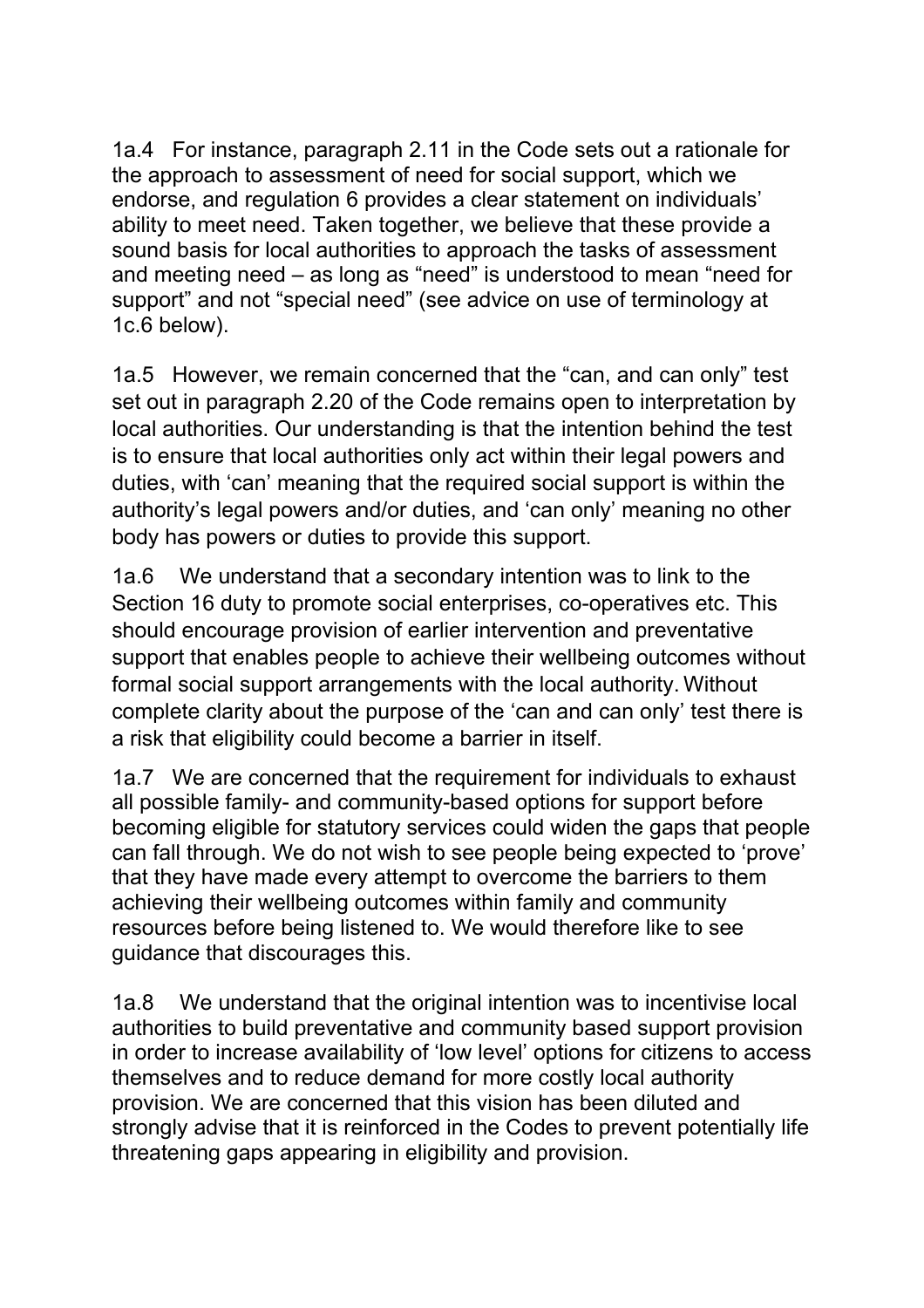1a.4 For instance, paragraph 2.11 in the Code sets out a rationale for the approach to assessment of need for social support, which we endorse, and regulation 6 provides a clear statement on individuals' ability to meet need. Taken together, we believe that these provide a sound basis for local authorities to approach the tasks of assessment and meeting need – as long as "need" is understood to mean "need for support" and not "special need" (see advice on use of terminology at 1c.6 below).

1a.5 However, we remain concerned that the "can, and can only" test set out in paragraph 2.20 of the Code remains open to interpretation by local authorities. Our understanding is that the intention behind the test is to ensure that local authorities only act within their legal powers and duties, with 'can' meaning that the required social support is within the authority's legal powers and/or duties, and 'can only' meaning no other body has powers or duties to provide this support.

1a.6 We understand that a secondary intention was to link to the Section 16 duty to promote social enterprises, co-operatives etc. This should encourage provision of earlier intervention and preventative support that enables people to achieve their wellbeing outcomes without formal social support arrangements with the local authority. Without complete clarity about the purpose of the 'can and can only' test there is a risk that eligibility could become a barrier in itself.

1a.7 We are concerned that the requirement for individuals to exhaust all possible family- and community-based options for support before becoming eligible for statutory services could widen the gaps that people can fall through. We do not wish to see people being expected to 'prove' that they have made every attempt to overcome the barriers to them achieving their wellbeing outcomes within family and community resources before being listened to. We would therefore like to see guidance that discourages this.

1a.8 We understand that the original intention was to incentivise local authorities to build preventative and community based support provision in order to increase availability of 'low level' options for citizens to access themselves and to reduce demand for more costly local authority provision. We are concerned that this vision has been diluted and strongly advise that it is reinforced in the Codes to prevent potentially life threatening gaps appearing in eligibility and provision.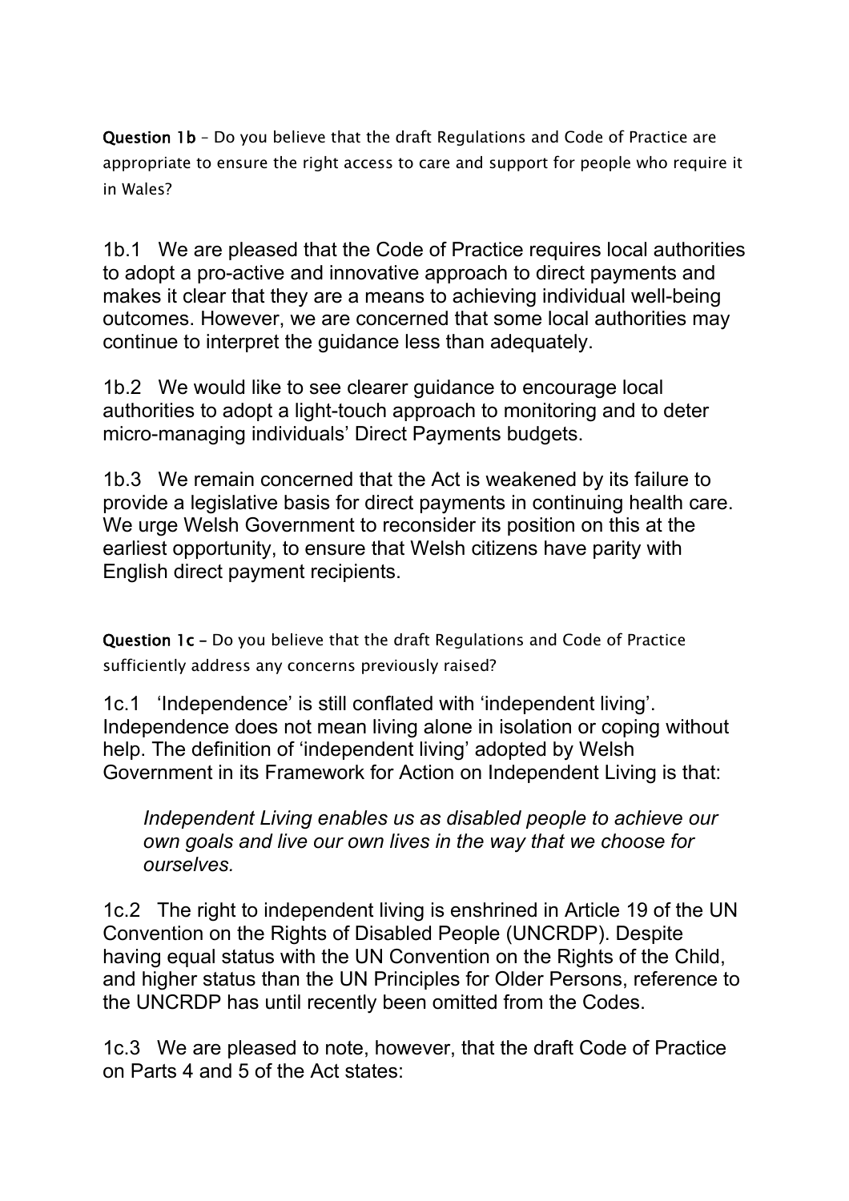**Question 1b** – Do you believe that the draft Regulations and Code of Practice are appropriate to ensure the right access to care and support for people who require it in Wales?

1b.1 We are pleased that the Code of Practice requires local authorities to adopt a pro-active and innovative approach to direct payments and makes it clear that they are a means to achieving individual well-being outcomes. However, we are concerned that some local authorities may continue to interpret the guidance less than adequately.

1b.2 We would like to see clearer guidance to encourage local authorities to adopt a light-touch approach to monitoring and to deter micro-managing individuals' Direct Payments budgets.

1b.3 We remain concerned that the Act is weakened by its failure to provide a legislative basis for direct payments in continuing health care. We urge Welsh Government to reconsider its position on this at the earliest opportunity, to ensure that Welsh citizens have parity with English direct payment recipients.

**Question 1c** – Do you believe that the draft Regulations and Code of Practice sufficiently address any concerns previously raised?

1c.1 'Independence' is still conflated with 'independent living'. Independence does not mean living alone in isolation or coping without help. The definition of 'independent living' adopted by Welsh Government in its Framework for Action on Independent Living is that:

> *Independent Living enables us as disabled people to achieve our own goals and live our own lives in the way that we choose for ourselves.*

1c.2 The right to independent living is enshrined in Article 19 of the UN Convention on the Rights of Disabled People (UNCRDP). Despite having equal status with the UN Convention on the Rights of the Child, and higher status than the UN Principles for Older Persons, reference to the UNCRDP has until recently been omitted from the Codes.

1c.3 We are pleased to note, however, that the draft Code of Practice on Parts 4 and 5 of the Act states: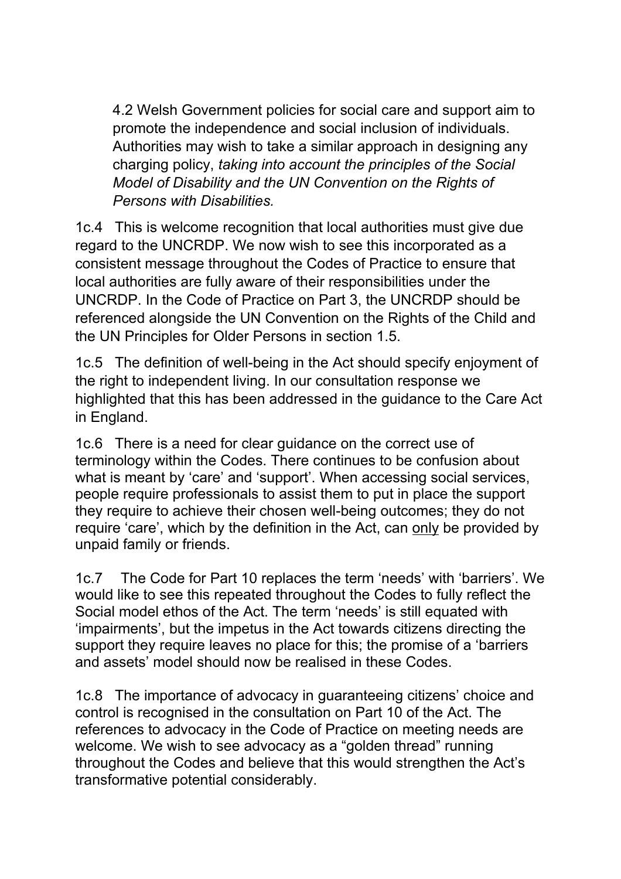> 4.2 Welsh Government policies for social care and support aim to promote the independence and social inclusion of individuals. Authorities may wish to take a similar approach in designing any charging policy, *taking into account the principles of the Social Model of Disability and the UN Convention on the Rights of Persons with Disabilities.*

1c.4 This is welcome recognition that local authorities must give due regard to the UNCRDP. We now wish to see this incorporated as a consistent message throughout the Codes of Practice to ensure that local authorities are fully aware of their responsibilities under the UNCRDP. In the Code of Practice on Part 3, the UNCRDP should be referenced alongside the UN Convention on the Rights of the Child and the UN Principles for Older Persons in section 1.5.

1c.5 The definition of well-being in the Act should specify enjoyment of the right to independent living. In our consultation response we highlighted that this has been addressed in the guidance to the Care Act in England.

1c.6 There is a need for clear guidance on the correct use of terminology within the Codes. There continues to be confusion about what is meant by 'care' and 'support'. When accessing social services, people require professionals to assist them to put in place the support they require to achieve their chosen well-being outcomes; they do not require 'care', which by the definition in the Act, can <u>only</u> be provided by unpaid family or friends.

1c.7 The Code for Part 10 replaces the term 'needs' with 'barriers'. We would like to see this repeated throughout the Codes to fully reflect the Social model ethos of the Act. The term 'needs' is still equated with 'impairments', but the impetus in the Act towards citizens directing the support they require leaves no place for this; the promise of a 'barriers and assets' model should now be realised in these Codes.

1c.8 The importance of advocacy in guaranteeing citizens' choice and control is recognised in the consultation on Part 10 of the Act. The references to advocacy in the Code of Practice on meeting needs are welcome. We wish to see advocacy as a "golden thread" running throughout the Codes and believe that this would strengthen the Act's transformative potential considerably.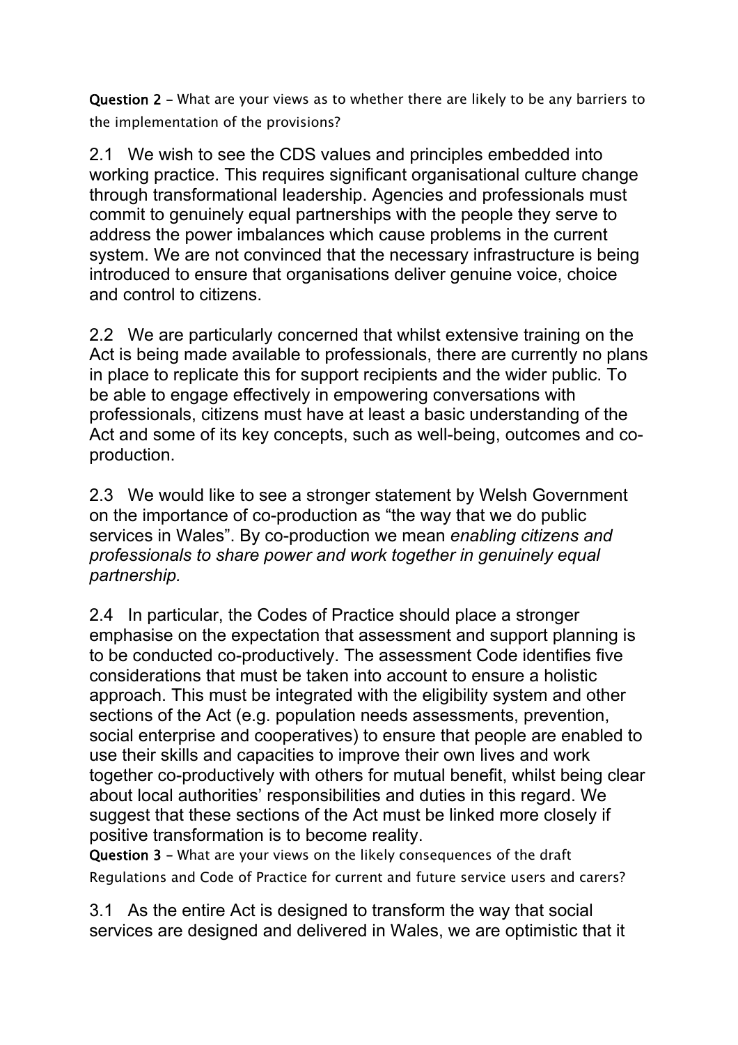**Question 2** – What are your views as to whether there are likely to be any barriers to the implementation of the provisions?

2.1 We wish to see the CDS values and principles embedded into working practice. This requires significant organisational culture change through transformational leadership. Agencies and professionals must commit to genuinely equal partnerships with the people they serve to address the power imbalances which cause problems in the current system. We are not convinced that the necessary infrastructure is being introduced to ensure that organisations deliver genuine voice, choice and control to citizens.

2.2 We are particularly concerned that whilst extensive training on the Act is being made available to professionals, there are currently no plans in place to replicate this for support recipients and the wider public. To be able to engage effectively in empowering conversations with professionals, citizens must have at least a basic understanding of the Act and some of its key concepts, such as well-being, outcomes and co-production.

2.3 We would like to see a stronger statement by Welsh Government on the importance of co-production as "the way that we do public services in Wales". By co-production we mean *enabling citizens and professionals to share power and work together in genuinely equal partnership.*

2.4 In particular, the Codes of Practice should place a stronger emphasise on the expectation that assessment and support planning is to be conducted co-productively. The assessment Code identifies five considerations that must be taken into account to ensure a holistic approach. This must be integrated with the eligibility system and other sections of the Act (e.g. population needs assessments, prevention, social enterprise and cooperatives) to ensure that people are enabled to use their skills and capacities to improve their own lives and work together co-productively with others for mutual benefit, whilst being clear about local authorities' responsibilities and duties in this regard. We suggest that these sections of the Act must be linked more closely if positive transformation is to become reality.

**Question 3** – What are your views on the likely consequences of the draft Regulations and Code of Practice for current and future service users and carers?

3.1 As the entire Act is designed to transform the way that social services are designed and delivered in Wales, we are optimistic that it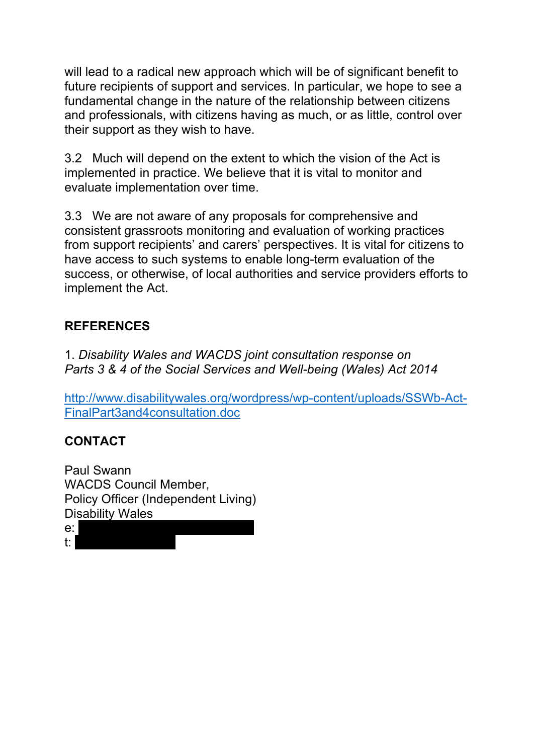will lead to a radical new approach which will be of significant benefit to future recipients of support and services. In particular, we hope to see a fundamental change in the nature of the relationship between citizens and professionals, with citizens having as much, or as little, control over their support as they wish to have.

3.2 Much will depend on the extent to which the vision of the Act is implemented in practice. We believe that it is vital to monitor and evaluate implementation over time.

3.3 We are not aware of any proposals for comprehensive and consistent grassroots monitoring and evaluation of working practices from support recipients' and carers' perspectives. It is vital for citizens to have access to such systems to enable long-term evaluation of the success, or otherwise, of local authorities and service providers efforts to implement the Act.

## REFERENCES

1. *Disability Wales and WACDS joint consultation response on Parts 3 & 4 of the Social Services and Well-being (Wales) Act 2014*

http://www.disabilitywales.org/wordpress/wp-content/uploads/SSWb-Act-FinalPart3and4consultation.doc

## CONTACT

Paul Swann
WACDS Council Member,
Policy Officer (Independent Living)
Disability Wales
e:
t: